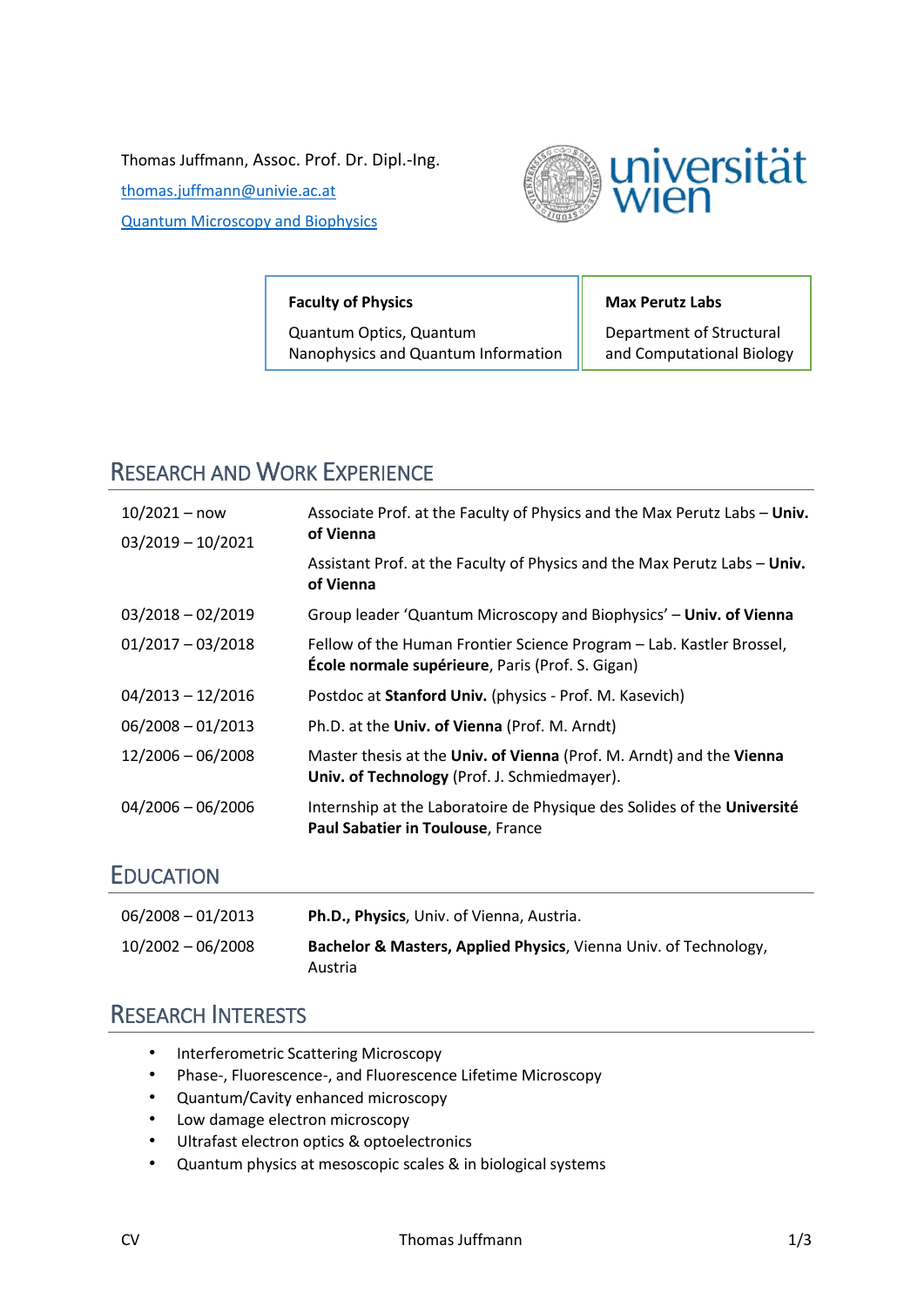Thomas Juffmann, Assoc. Prof. Dr. Dipl.-Ing.

thomas.juffmann@univie.ac.at

Quantum Microscopy and Biophysics

| **Faculty of Physics** | **Max Perutz Labs** |
| --- | --- |
| Quantum Optics, Quantum Nanophysics and Quantum Information | Department of Structural and Computational Biology |

## Research and Work Experience

| | |
| --- | --- |
| 10/2021 – now | Associate Prof. at the Faculty of Physics and the Max Perutz Labs – **Univ. of Vienna** |
| 03/2019 – 10/2021 | Assistant Prof. at the Faculty of Physics and the Max Perutz Labs – **Univ. of Vienna** |
| 03/2018 – 02/2019 | Group leader 'Quantum Microscopy and Biophysics' – **Univ. of Vienna** |
| 01/2017 – 03/2018 | Fellow of the Human Frontier Science Program – Lab. Kastler Brossel, **École normale supérieure**, Paris (Prof. S. Gigan) |
| 04/2013 – 12/2016 | Postdoc at **Stanford Univ.** (physics - Prof. M. Kasevich) |
| 06/2008 – 01/2013 | Ph.D. at the **Univ. of Vienna** (Prof. M. Arndt) |
| 12/2006 – 06/2008 | Master thesis at the **Univ. of Vienna** (Prof. M. Arndt) and the **Vienna Univ. of Technology** (Prof. J. Schmiedmayer). |
| 04/2006 – 06/2006 | Internship at the Laboratoire de Physique des Solides of the **Université Paul Sabatier in Toulouse**, France |

## Education

| | |
| --- | --- |
| 06/2008 – 01/2013 | **Ph.D., Physics**, Univ. of Vienna, Austria. |
| 10/2002 – 06/2008 | **Bachelor & Masters, Applied Physics**, Vienna Univ. of Technology, Austria |

## Research Interests

- Interferometric Scattering Microscopy
- Phase-, Fluorescence-, and Fluorescence Lifetime Microscopy
- Quantum/Cavity enhanced microscopy
- Low damage electron microscopy
- Ultrafast electron optics & optoelectronics
- Quantum physics at mesoscopic scales & in biological systems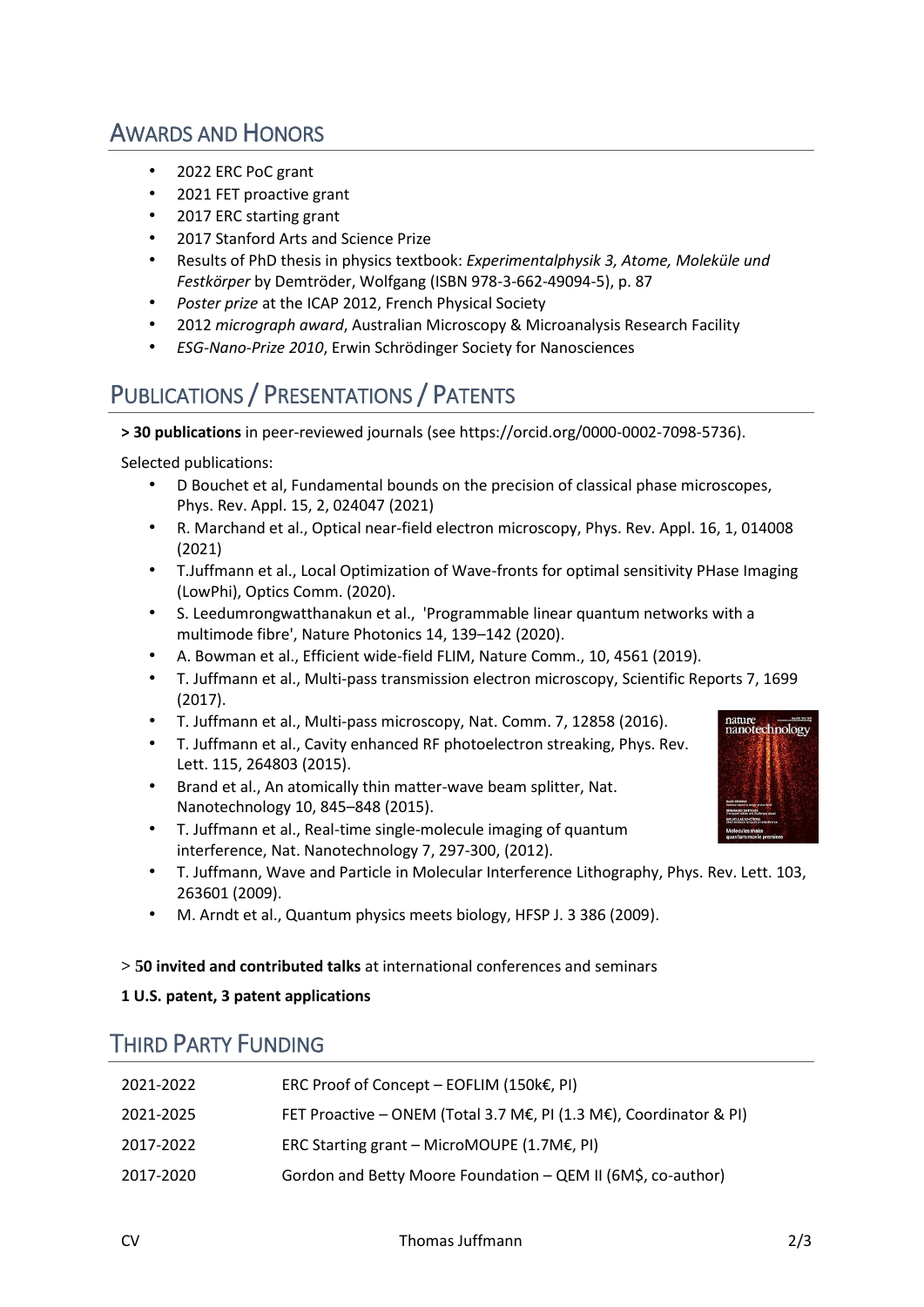## AWARDS AND HONORS

- 2022 ERC PoC grant
- 2021 FET proactive grant
- 2017 ERC starting grant
- 2017 Stanford Arts and Science Prize
- Results of PhD thesis in physics textbook: *Experimentalphysik 3, Atome, Moleküle und Festkörper* by Demtröder, Wolfgang (ISBN 978-3-662-49094-5), p. 87
- *Poster prize* at the ICAP 2012, French Physical Society
- 2012 *micrograph award*, Australian Microscopy & Microanalysis Research Facility
- *ESG-Nano-Prize 2010*, Erwin Schrödinger Society for Nanosciences

## PUBLICATIONS / PRESENTATIONS / PATENTS

**> 30 publications** in peer-reviewed journals (see https://orcid.org/0000-0002-7098-5736).

Selected publications:

- D Bouchet et al, Fundamental bounds on the precision of classical phase microscopes, Phys. Rev. Appl. 15, 2, 024047 (2021)
- R. Marchand et al., Optical near-field electron microscopy, Phys. Rev. Appl. 16, 1, 014008 (2021)
- T.Juffmann et al., Local Optimization of Wave-fronts for optimal sensitivity PHase Imaging (LowPhi), Optics Comm. (2020).
- S. Leedumrongwatthanakun et al., 'Programmable linear quantum networks with a multimode fibre', Nature Photonics 14, 139–142 (2020).
- A. Bowman et al., Efficient wide-field FLIM, Nature Comm., 10, 4561 (2019).
- T. Juffmann et al., Multi-pass transmission electron microscopy, Scientific Reports 7, 1699 (2017).
- T. Juffmann et al., Multi-pass microscopy, Nat. Comm. 7, 12858 (2016).
- T. Juffmann et al., Cavity enhanced RF photoelectron streaking, Phys. Rev. Lett. 115, 264803 (2015).
- Brand et al., An atomically thin matter-wave beam splitter, Nat. Nanotechnology 10, 845–848 (2015).
- T. Juffmann et al., Real-time single-molecule imaging of quantum interference, Nat. Nanotechnology 7, 297-300, (2012).
- T. Juffmann, Wave and Particle in Molecular Interference Lithography, Phys. Rev. Lett. 103, 263601 (2009).
- M. Arndt et al., Quantum physics meets biology, HFSP J. 3 386 (2009).

> **50 invited and contributed talks** at international conferences and seminars

**1 U.S. patent, 3 patent applications**

## THIRD PARTY FUNDING

| | |
|---|---|
| 2021-2022 | ERC Proof of Concept – EOFLIM (150k€, PI) |
| 2021-2025 | FET Proactive – ONEM (Total 3.7 M€, PI (1.3 M€), Coordinator & PI) |
| 2017-2022 | ERC Starting grant – MicroMOUPE (1.7M€, PI) |
| 2017-2020 | Gordon and Betty Moore Foundation – QEM II (6M$, co-author) |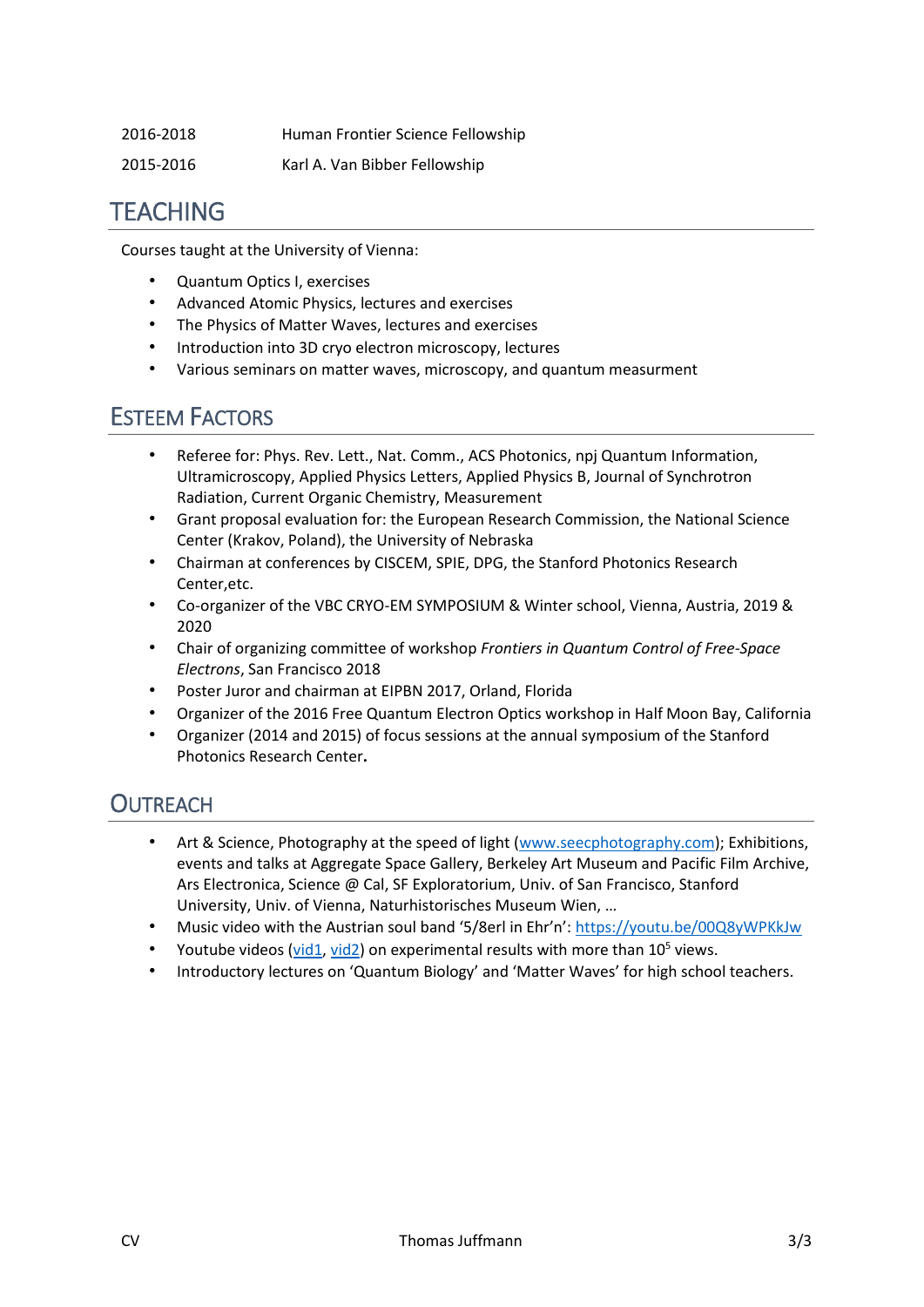| | |
|---|---|
| 2016-2018 | Human Frontier Science Fellowship |
| 2015-2016 | Karl A. Van Bibber Fellowship |

## TEACHING

Courses taught at the University of Vienna:

- Quantum Optics I, exercises
- Advanced Atomic Physics, lectures and exercises
- The Physics of Matter Waves, lectures and exercises
- Introduction into 3D cryo electron microscopy, lectures
- Various seminars on matter waves, microscopy, and quantum measurment

## ESTEEM FACTORS

- Referee for: Phys. Rev. Lett., Nat. Comm., ACS Photonics, npj Quantum Information, Ultramicroscopy, Applied Physics Letters, Applied Physics B, Journal of Synchrotron Radiation, Current Organic Chemistry, Measurement
- Grant proposal evaluation for: the European Research Commission, the National Science Center (Krakov, Poland), the University of Nebraska
- Chairman at conferences by CISCEM, SPIE, DPG, the Stanford Photonics Research Center,etc.
- Co-organizer of the VBC CRYO-EM SYMPOSIUM & Winter school, Vienna, Austria, 2019 & 2020
- Chair of organizing committee of workshop *Frontiers in Quantum Control of Free-Space Electrons*, San Francisco 2018
- Poster Juror and chairman at EIPBN 2017, Orland, Florida
- Organizer of the 2016 Free Quantum Electron Optics workshop in Half Moon Bay, California
- Organizer (2014 and 2015) of focus sessions at the annual symposium of the Stanford Photonics Research Center.

## OUTREACH

- Art & Science, Photography at the speed of light (www.seecphotography.com); Exhibitions, events and talks at Aggregate Space Gallery, Berkeley Art Museum and Pacific Film Archive, Ars Electronica, Science @ Cal, SF Exploratorium, Univ. of San Francisco, Stanford University, Univ. of Vienna, Naturhistorisches Museum Wien, …
- Music video with the Austrian soul band '5/8erl in Ehr'n': https://youtu.be/00Q8yWPKkJw
- Youtube videos (vid1, vid2) on experimental results with more than $10^5$ views.
- Introductory lectures on 'Quantum Biology' and 'Matter Waves' for high school teachers.